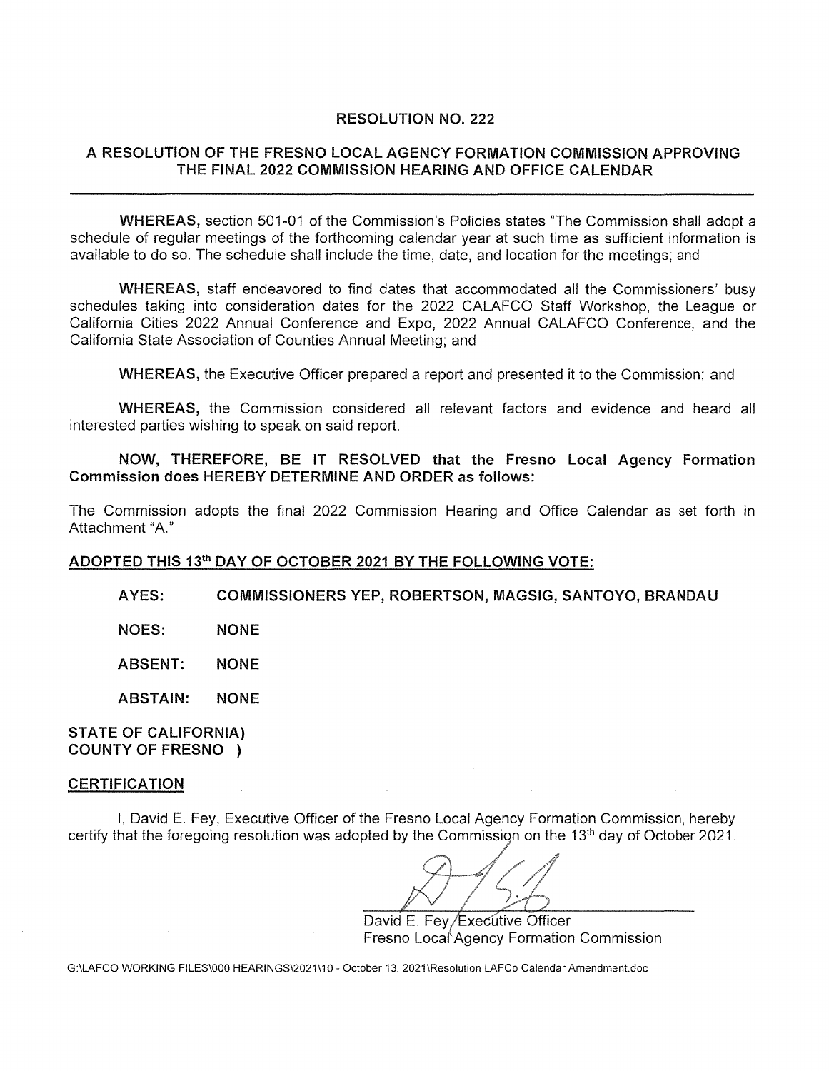# RESOLUTION NO. 222

## A RESOLUTION OF THE FRESNO LOCAL AGENCY FORMATION COMMISSION APPROVING THE FINAL 2022 COMMISSION HEARING AND OFFICE CALENDAR

**WHEREAS,** section 501-01 of the Commission's Policies states "The Commission shall adopt a schedule of regular meetings of the forthcoming calendar year at such time as sufficient information is available to do so. The schedule shall include the time, date, and location for the meetings; and

**WHEREAS,** staff endeavored to find dates that accommodated all the Commissioners' busy schedules taking into consideration dates for the 2022 CALAFCO Staff Workshop, the League or California Cities 2022 Annual Conference and Expo, 2022 Annual CALAFCO Conference, and the California State Association of Counties Annual Meeting; and

**WHEREAS,** the Executive Officer prepared a report and presented it to the Commission; and

**WHEREAS,** the Commission considered all relevant factors and evidence and heard all interested parties wishing to speak on said report.

**NOW, THEREFORE, BE IT RESOLVED that the Fresno Local Agency Formation Commission does HEREBY DETERMINE AND ORDER as follows:**

The Commission adopts the final 2022 Commission Hearing and Office Calendar as set forth in Attachment "A."

**ADOPTED THIS 13th DAY OF OCTOBER 2021 BY THE FOLLOWING VOTE:**

**AYES:** COMMISSIONERS YEP, ROBERTSON, MAGSIG, SANTOYO, BRANDAU

**NOES:** NONE

**ABSENT:** NONE

**ABSTAIN:** NONE

**STATE OF CALIFORNIA)**
**COUNTY OF FRESNO )**

**CERTIFICATION**

I, David E. Fey, Executive Officer of the Fresno Local Agency Formation Commission, hereby certify that the foregoing resolution was adopted by the Commission on the 13th day of October 2021.

David E. Fey, Executive Officer
Fresno Local Agency Formation Commission

G:\LAFCO WORKING FILES\000 HEARINGS\2021\10 - October 13, 2021\Resolution LAFCo Calendar Amendment.doc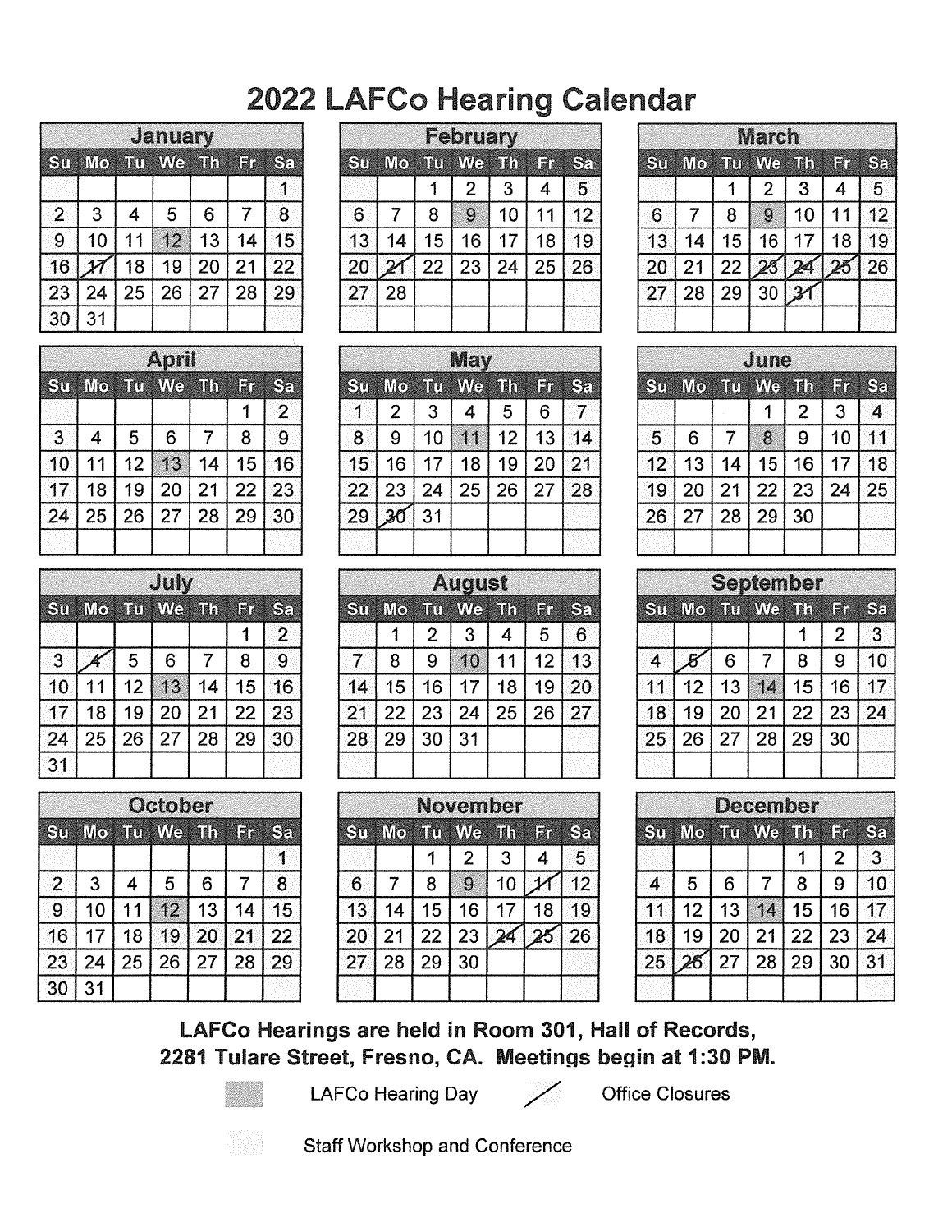# 2022 LAFCo Hearing Calendar

### January

| Su | Mo | Tu | We | Th | Fr | Sa |
|---|---|---|---|---|---|---|
| | | | | | | 1 |
| 2 | 3 | 4 | 5 | 6 | 7 | 8 |
| 9 | 10 | 11 | **12** | 13 | 14 | 15 |
| 16 | ~~17~~ | 18 | 19 | 20 | 21 | 22 |
| 23 | 24 | 25 | 26 | 27 | 28 | 29 |
| 30 | 31 | | | | | |

### February

| Su | Mo | Tu | We | Th | Fr | Sa |
|---|---|---|---|---|---|---|
| | | 1 | 2 | 3 | 4 | 5 |
| 6 | 7 | 8 | **9** | 10 | 11 | 12 |
| 13 | 14 | 15 | 16 | 17 | 18 | 19 |
| 20 | ~~21~~ | 22 | 23 | 24 | 25 | 26 |
| 27 | 28 | | | | | |

### March

| Su | Mo | Tu | We | Th | Fr | Sa |
|---|---|---|---|---|---|---|
| | | 1 | 2 | 3 | 4 | 5 |
| 6 | 7 | 8 | **9** | 10 | 11 | 12 |
| 13 | 14 | 15 | 16 | 17 | 18 | 19 |
| 20 | 21 | 22 | ~~23~~ | ~~24~~ | ~~25~~ | 26 |
| 27 | 28 | 29 | 30 | ~~31~~ | | |

### April

| Su | Mo | Tu | We | Th | Fr | Sa |
|---|---|---|---|---|---|---|
| | | | | | 1 | 2 |
| 3 | 4 | 5 | 6 | 7 | 8 | 9 |
| 10 | 11 | 12 | **13** | 14 | 15 | 16 |
| 17 | 18 | 19 | 20 | 21 | 22 | 23 |
| 24 | 25 | 26 | 27 | 28 | 29 | 30 |

### May

| Su | Mo | Tu | We | Th | Fr | Sa |
|---|---|---|---|---|---|---|
| 1 | 2 | 3 | 4 | 5 | 6 | 7 |
| 8 | 9 | 10 | **11** | 12 | 13 | 14 |
| 15 | 16 | 17 | 18 | 19 | 20 | 21 |
| 22 | 23 | 24 | 25 | 26 | 27 | 28 |
| 29 | ~~30~~ | 31 | | | | |

### June

| Su | Mo | Tu | We | Th | Fr | Sa |
|---|---|---|---|---|---|---|
| | | | 1 | 2 | 3 | 4 |
| 5 | 6 | 7 | **8** | 9 | 10 | 11 |
| 12 | 13 | 14 | 15 | 16 | 17 | 18 |
| 19 | 20 | 21 | 22 | 23 | 24 | 25 |
| 26 | 27 | 28 | 29 | 30 | | |

### July

| Su | Mo | Tu | We | Th | Fr | Sa |
|---|---|---|---|---|---|---|
| | | | | | 1 | 2 |
| 3 | ~~4~~ | 5 | 6 | 7 | 8 | 9 |
| 10 | 11 | 12 | **13** | 14 | 15 | 16 |
| 17 | 18 | 19 | 20 | 21 | 22 | 23 |
| 24 | 25 | 26 | 27 | 28 | 29 | 30 |
| 31 | | | | | | |

### August

| Su | Mo | Tu | We | Th | Fr | Sa |
|---|---|---|---|---|---|---|
| | 1 | 2 | 3 | 4 | 5 | 6 |
| 7 | 8 | 9 | **10** | 11 | 12 | 13 |
| 14 | 15 | 16 | 17 | 18 | 19 | 20 |
| 21 | 22 | 23 | 24 | 25 | 26 | 27 |
| 28 | 29 | 30 | 31 | | | |

### September

| Su | Mo | Tu | We | Th | Fr | Sa |
|---|---|---|---|---|---|---|
| | | | | 1 | 2 | 3 |
| 4 | ~~5~~ | 6 | 7 | 8 | 9 | 10 |
| 11 | 12 | 13 | **14** | 15 | 16 | 17 |
| 18 | 19 | 20 | 21 | 22 | 23 | 24 |
| 25 | 26 | 27 | 28 | 29 | 30 | |

### October

| Su | Mo | Tu | We | Th | Fr | Sa |
|---|---|---|---|---|---|---|
| | | | | | | 1 |
| 2 | 3 | 4 | 5 | 6 | 7 | 8 |
| 9 | 10 | 11 | **12** | 13 | 14 | 15 |
| 16 | 17 | 18 | 19 | 20 | 21 | 22 |
| 23 | 24 | 25 | 26 | 27 | 28 | 29 |
| 30 | 31 | | | | | |

### November

| Su | Mo | Tu | We | Th | Fr | Sa |
|---|---|---|---|---|---|---|
| | | 1 | 2 | 3 | 4 | 5 |
| 6 | 7 | 8 | **9** | 10 | ~~11~~ | 12 |
| 13 | 14 | 15 | 16 | 17 | 18 | 19 |
| 20 | 21 | 22 | 23 | ~~24~~ | ~~25~~ | 26 |
| 27 | 28 | 29 | 30 | | | |

### December

| Su | Mo | Tu | We | Th | Fr | Sa |
|---|---|---|---|---|---|---|
| | | | | 1 | 2 | 3 |
| 4 | 5 | 6 | 7 | 8 | 9 | 10 |
| 11 | 12 | 13 | **14** | 15 | 16 | 17 |
| 18 | 19 | 20 | 21 | 22 | 23 | 24 |
| 25 | ~~26~~ | 27 | 28 | 29 | 30 | 31 |

**LAFCo Hearings are held in Room 301, Hall of Records, 2281 Tulare Street, Fresno, CA. Meetings begin at 1:30 PM.**

LAFCo Hearing Day

Office Closures

Staff Workshop and Conference